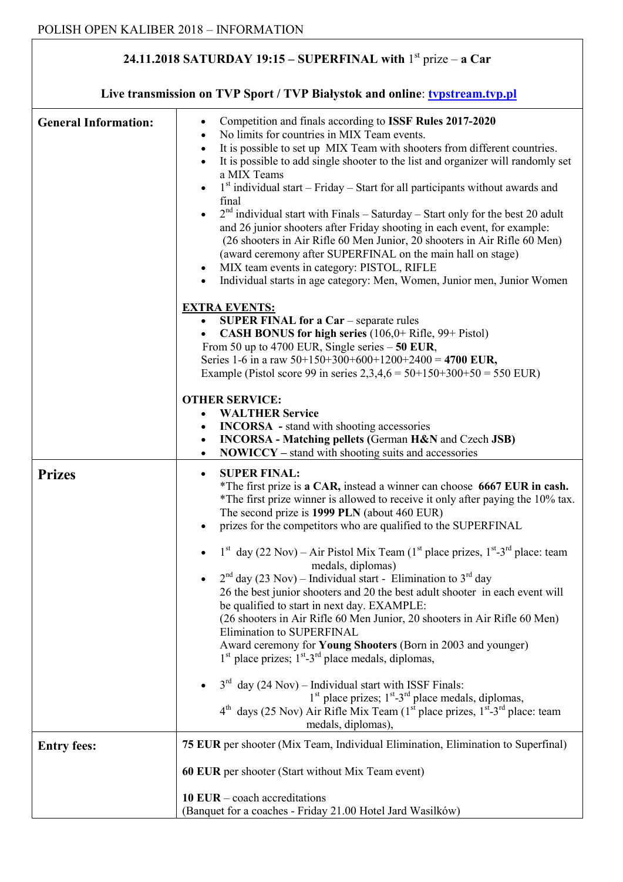POLISH OPEN KALIBER 2018 – INFORMATION

**24.11.2018 SATURDAY 19:15 – SUPERFINAL with 1st prize – a Car**

**Live transmission on TVP Sport / TVP Białystok and online**: **tvpstream.tvp.pl**

| | |
|---|---|
| **General Information:** | • Competition and finals according to **ISSF Rules 2017-2020**<br>• No limits for countries in MIX Team events.<br>• It is possible to set up MIX Team with shooters from different countries.<br>• It is possible to add single shooter to the list and organizer will randomly set a MIX Teams<br>• 1st individual start – Friday – Start for all participants without awards and final<br>• 2nd individual start with Finals – Saturday – Start only for the best 20 adult and 26 junior shooters after Friday shooting in each event, for example: (26 shooters in Air Rifle 60 Men Junior, 20 shooters in Air Rifle 60 Men) (award ceremony after SUPERFINAL on the main hall on stage)<br>• MIX team events in category: PISTOL, RIFLE<br>• Individual starts in age category: Men, Women, Junior men, Junior Women<br><br>**EXTRA EVENTS:**<br>• **SUPER FINAL for a Car** – separate rules<br>• **CASH BONUS for high series** (106,0+ Rifle, 99+ Pistol)<br>From 50 up to 4700 EUR, Single series – **50 EUR**,<br>Series 1-6 in a raw 50+150+300+600+1200+2400 = **4700 EUR,**<br>Example (Pistol score 99 in series 2,3,4,6 = 50+150+300+50 = 550 EUR)<br><br>**OTHER SERVICE:**<br>• **WALTHER Service**<br>• **INCORSA** - stand with shooting accessories<br>• **INCORSA - Matching pellets (**German **H&N** and Czech **JSB)**<br>• **NOWICCY** – stand with shooting suits and accessories |
| **Prizes** | • **SUPER FINAL:**<br>*The first prize is **a CAR,** instead a winner can choose **6667 EUR in cash.**<br>*The first prize winner is allowed to receive it only after paying the 10% tax.<br>The second prize is **1999 PLN** (about 460 EUR)<br>• prizes for the competitors who are qualified to the SUPERFINAL<br><br>• 1st day (22 Nov) – Air Pistol Mix Team (1st place prizes, 1st-3rd place: team medals, diplomas)<br>• 2nd day (23 Nov) – Individual start - Elimination to 3rd day<br>26 the best junior shooters and 20 the best adult shooter in each event will be qualified to start in next day. EXAMPLE:<br>(26 shooters in Air Rifle 60 Men Junior, 20 shooters in Air Rifle 60 Men)<br>Elimination to SUPERFINAL<br>Award ceremony for **Young Shooters** (Born in 2003 and younger)<br>1st place prizes; 1st-3rd place medals, diplomas,<br><br>• 3rd day (24 Nov) – Individual start with ISSF Finals:<br>1st place prizes; 1st-3rd place medals, diplomas,<br>4th days (25 Nov) Air Rifle Mix Team (1st place prizes, 1st-3rd place: team medals, diplomas), |
| **Entry fees:** | **75 EUR** per shooter (Mix Team, Individual Elimination, Elimination to Superfinal)<br><br>**60 EUR** per shooter (Start without Mix Team event)<br><br>**10 EUR** – coach accreditations<br>(Banquet for a coaches - Friday 21.00 Hotel Jard Wasilków) |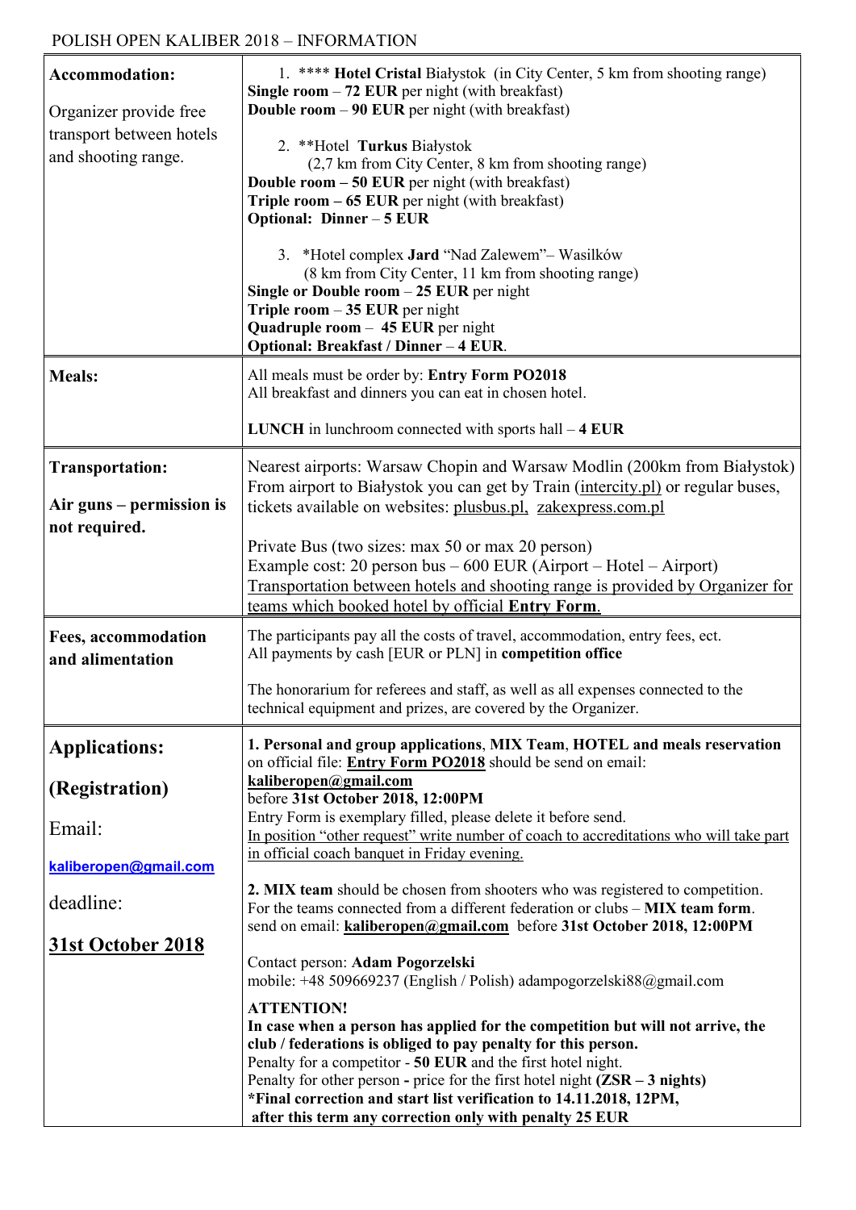POLISH OPEN KALIBER 2018 – INFORMATION

| | |
|---|---|
| **Accommodation:**<br><br>Organizer provide free transport between hotels and shooting range. | 1. **** **Hotel Cristal** Białystok (in City Center, 5 km from shooting range)<br>**Single room – 72 EUR** per night (with breakfast)<br>**Double room – 90 EUR** per night (with breakfast)<br><br>2. **Hotel **Turkus** Białystok<br>(2,7 km from City Center, 8 km from shooting range)<br>**Double room – 50 EUR** per night (with breakfast)<br>**Triple room – 65 EUR** per night (with breakfast)<br>**Optional: Dinner – 5 EUR**<br><br>3. *Hotel complex **Jard** "Nad Zalewem"– Wasilków<br>(8 km from City Center, 11 km from shooting range)<br>**Single or Double room – 25 EUR** per night<br>**Triple room – 35 EUR** per night<br>**Quadruple room – 45 EUR** per night<br>**Optional: Breakfast / Dinner – 4 EUR**. |
| **Meals:** | All meals must be order by: **Entry Form PO2018**<br>All breakfast and dinners you can eat in chosen hotel.<br><br>**LUNCH** in lunchroom connected with sports hall – **4 EUR** |
| **Transportation:**<br><br>**Air guns – permission is not required.** | Nearest airports: Warsaw Chopin and Warsaw Modlin (200km from Białystok) From airport to Białystok you can get by Train (intercity.pl) or regular buses, tickets available on websites: plusbus.pl, zakexpress.com.pl<br><br>Private Bus (two sizes: max 50 or max 20 person)<br>Example cost: 20 person bus – 600 EUR (Airport – Hotel – Airport)<br>Transportation between hotels and shooting range is provided by Organizer for teams which booked hotel by official **Entry Form**. |
| **Fees, accommodation and alimentation** | The participants pay all the costs of travel, accommodation, entry fees, ect.<br>All payments by cash [EUR or PLN] in **competition office**<br><br>The honorarium for referees and staff, as well as all expenses connected to the technical equipment and prizes, are covered by the Organizer. |
| **Applications:**<br><br>**(Registration)**<br><br>Email:<br><br>**kaliberopen@gmail.com**<br><br>deadline:<br><br>**31st October 2018** | **1. Personal and group applications**, **MIX Team**, **HOTEL and meals reservation** on official file: **Entry Form PO2018** should be send on email: **kaliberopen@gmail.com**<br>before **31st October 2018, 12:00PM**<br>Entry Form is exemplary filled, please delete it before send.<br>In position "other request" write number of coach to accreditations who will take part in official coach banquet in Friday evening.<br><br>**2. MIX team** should be chosen from shooters who was registered to competition. For the teams connected from a different federation or clubs – **MIX team form**. send on email: **kaliberopen@gmail.com** before **31st October 2018, 12:00PM**<br><br>Contact person: **Adam Pogorzelski**<br>mobile: +48 509669237 (English / Polish) adampogorzelski88@gmail.com<br><br>**ATTENTION!**<br>**In case when a person has applied for the competition but will not arrive, the club / federations is obliged to pay penalty for this person.**<br>Penalty for a competitor - **50 EUR** and the first hotel night.<br>Penalty for other person **-** price for the first hotel night **(ZSR – 3 nights)**<br>***Final correction and start list verification to 14.11.2018, 12PM, after this term any correction only with penalty 25 EUR** |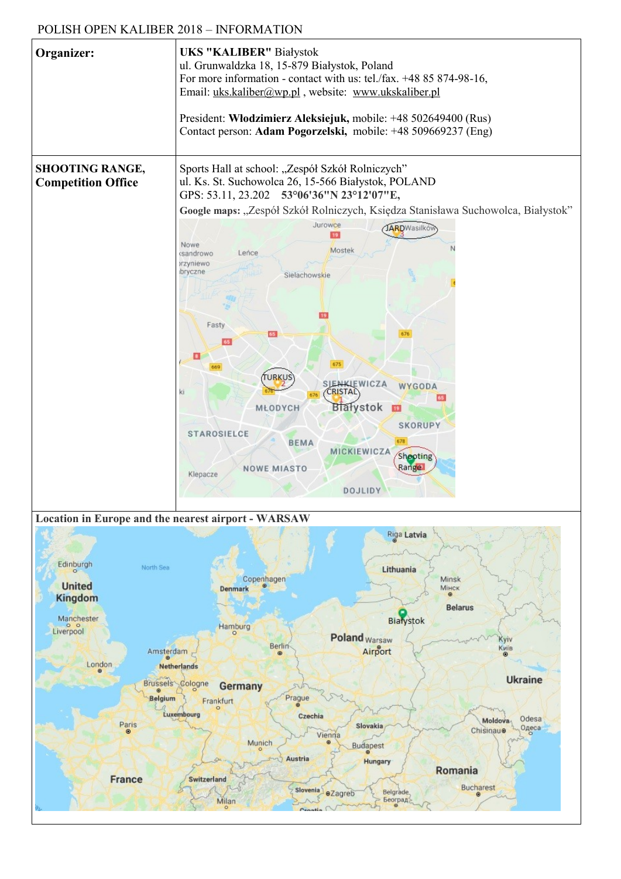POLISH OPEN KALIBER 2018 – INFORMATION

| | |
|---|---|
| **Organizer:** | **UKS "KALIBER"** Białystok<br>ul. Grunwaldzka 18, 15-879 Białystok, Poland<br>For more information - contact with us: tel./fax. +48 85 874-98-16,<br>Email: uks.kaliber@wp.pl , website: www.ukskaliber.pl<br><br>President: **Włodzimierz Aleksiejuk,** mobile: +48 502649400 (Rus)<br>Contact person: **Adam Pogorzelski,** mobile: +48 509669237 (Eng) |
| **SHOOTING RANGE, Competition Office** | Sports Hall at school: „Zespół Szkół Rolniczych"<br>ul. Ks. St. Suchowolca 26, 15-566 Białystok, POLAND<br>GPS: 53.11, 23.202 **53°06'36"N 23°12'07"E,**<br>**Google maps:** „Zespół Szkół Rolniczych, Księdza Stanisława Suchowolca, Białystok" |

**Location in Europe and the nearest airport - WARSAW**